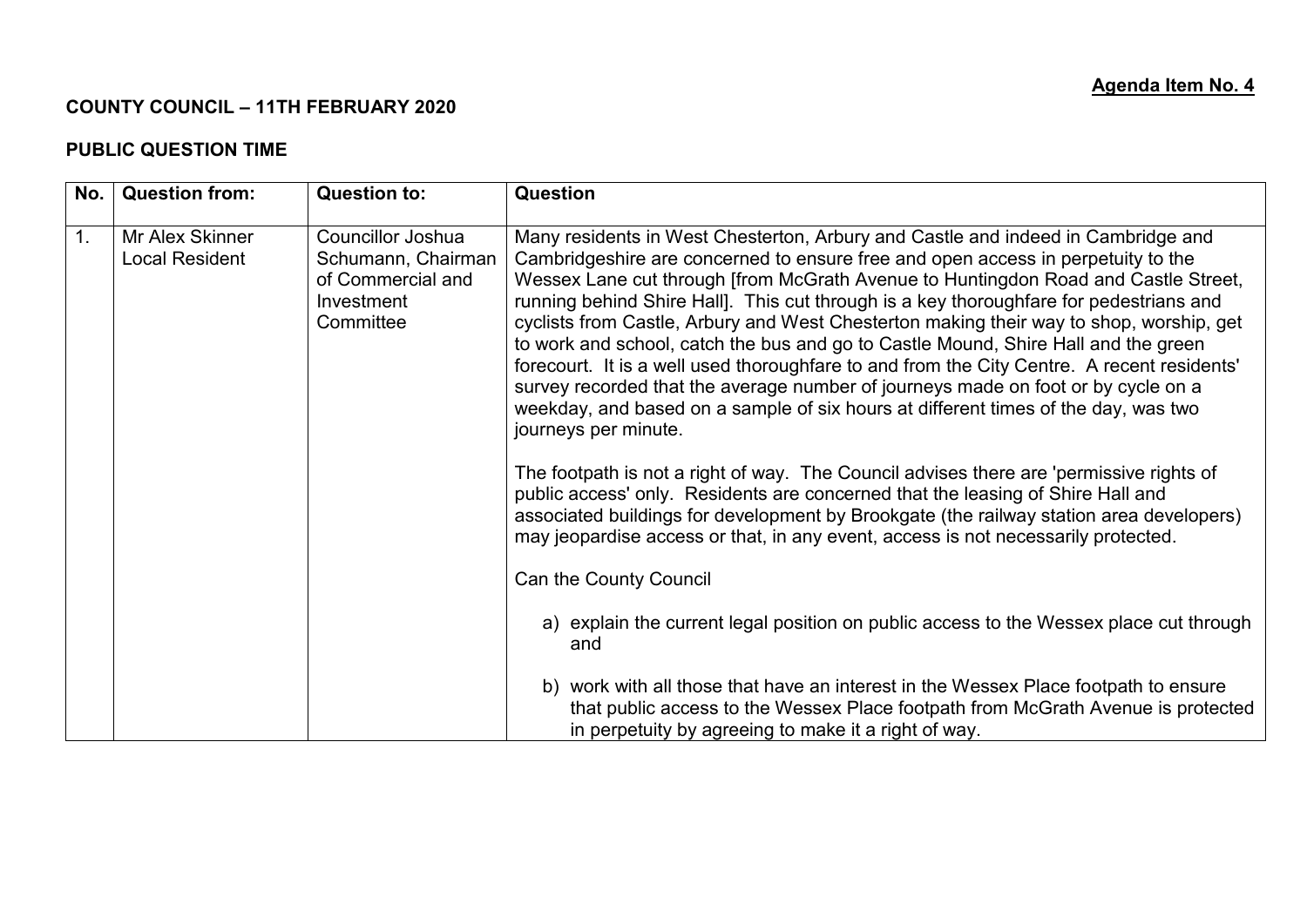**Agenda Item No. 4**

**COUNTY COUNCIL – 11TH FEBRUARY 2020**

**PUBLIC QUESTION TIME**

| No. | Question from: | Question to: | Question |
|---|---|---|---|
| 1. | Mr Alex Skinner<br>Local Resident | Councillor Joshua Schumann, Chairman of Commercial and Investment Committee | Many residents in West Chesterton, Arbury and Castle and indeed in Cambridge and Cambridgeshire are concerned to ensure free and open access in perpetuity to the Wessex Lane cut through [from McGrath Avenue to Huntingdon Road and Castle Street, running behind Shire Hall]. This cut through is a key thoroughfare for pedestrians and cyclists from Castle, Arbury and West Chesterton making their way to shop, worship, get to work and school, catch the bus and go to Castle Mound, Shire Hall and the green forecourt. It is a well used thoroughfare to and from the City Centre. A recent residents' survey recorded that the average number of journeys made on foot or by cycle on a weekday, and based on a sample of six hours at different times of the day, was two journeys per minute.<br><br>The footpath is not a right of way. The Council advises there are 'permissive rights of public access' only. Residents are concerned that the leasing of Shire Hall and associated buildings for development by Brookgate (the railway station area developers) may jeopardise access or that, in any event, access is not necessarily protected.<br><br>Can the County Council<br><br>a) explain the current legal position on public access to the Wessex place cut through and<br><br>b) work with all those that have an interest in the Wessex Place footpath to ensure that public access to the Wessex Place footpath from McGrath Avenue is protected in perpetuity by agreeing to make it a right of way. |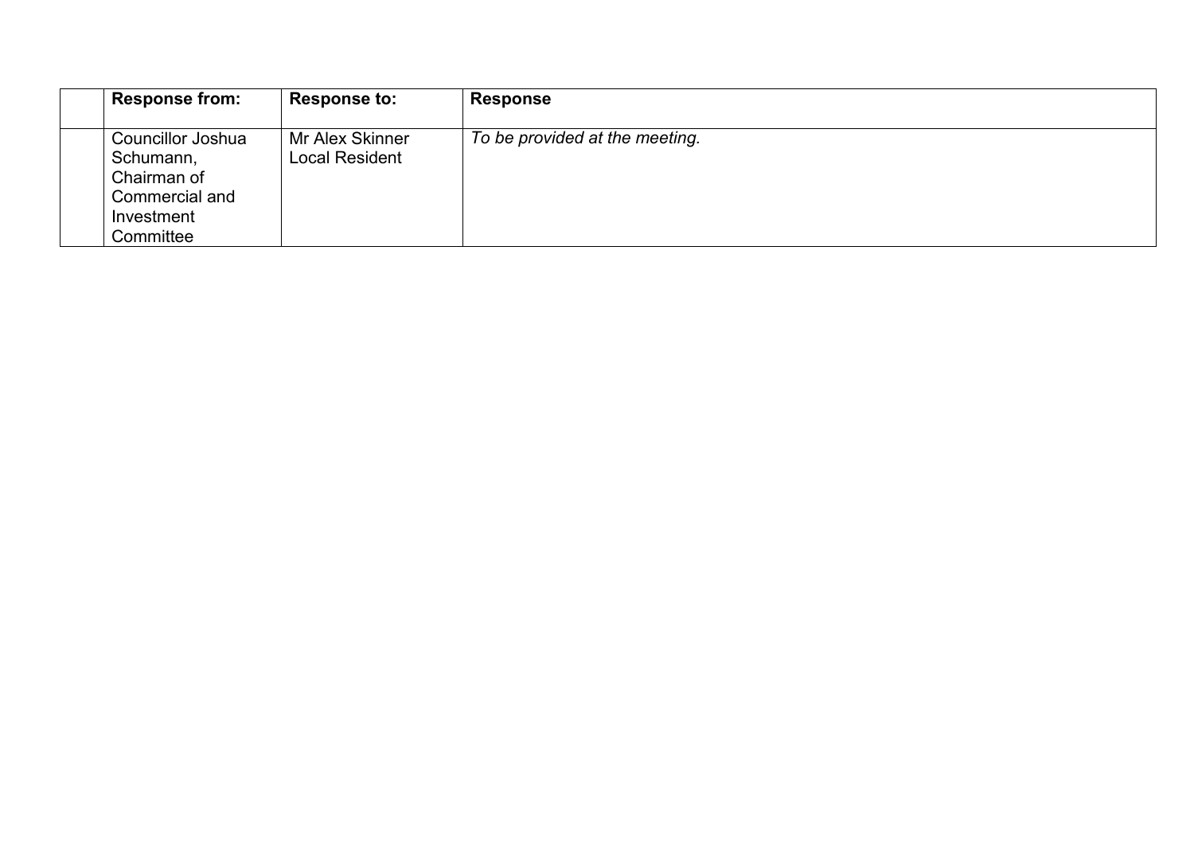| | Response from: | Response to: | Response |
|---|---|---|---|
| | Councillor Joshua Schumann, Chairman of Commercial and Investment Committee | Mr Alex Skinner Local Resident | *To be provided at the meeting.* |